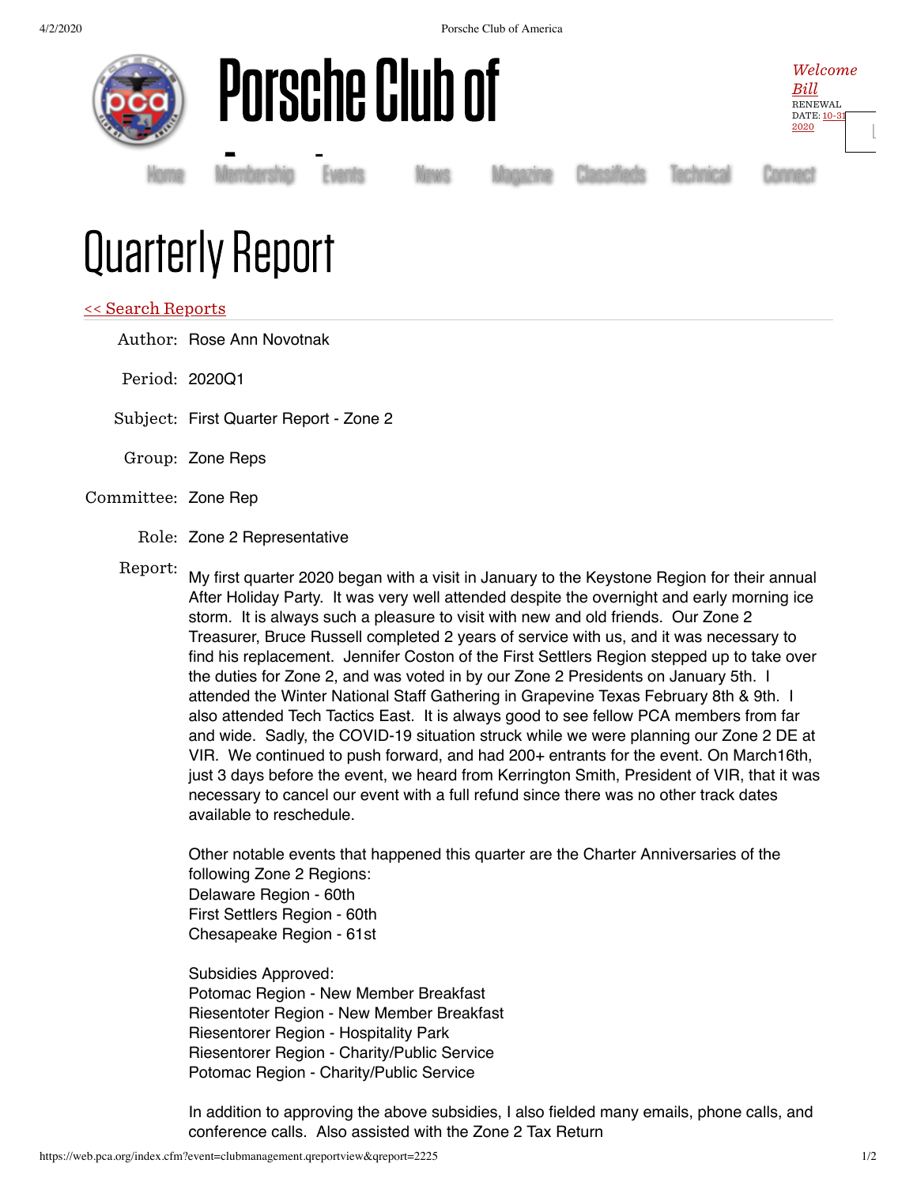# Porsche Club of

*Welcome Bill*
RENEWAL DATE: 10-31-2020

Home Membership Events News Magazine Classifieds Technical Connect

# Quarterly Report

<< Search Reports

Author: Rose Ann Novotnak

Period: 2020Q1

Subject: First Quarter Report - Zone 2

Group: Zone Reps

Committee: Zone Rep

Role: Zone 2 Representative

Report:

My first quarter 2020 began with a visit in January to the Keystone Region for their annual After Holiday Party. It was very well attended despite the overnight and early morning ice storm. It is always such a pleasure to visit with new and old friends. Our Zone 2 Treasurer, Bruce Russell completed 2 years of service with us, and it was necessary to find his replacement. Jennifer Coston of the First Settlers Region stepped up to take over the duties for Zone 2, and was voted in by our Zone 2 Presidents on January 5th. I attended the Winter National Staff Gathering in Grapevine Texas February 8th & 9th. I also attended Tech Tactics East. It is always good to see fellow PCA members from far and wide. Sadly, the COVID-19 situation struck while we were planning our Zone 2 DE at VIR. We continued to push forward, and had 200+ entrants for the event. On March16th, just 3 days before the event, we heard from Kerrington Smith, President of VIR, that it was necessary to cancel our event with a full refund since there was no other track dates available to reschedule.

Other notable events that happened this quarter are the Charter Anniversaries of the following Zone 2 Regions:
Delaware Region - 60th
First Settlers Region - 60th
Chesapeake Region - 61st

Subsidies Approved:
Potomac Region - New Member Breakfast
Riesentoter Region - New Member Breakfast
Riesentorer Region - Hospitality Park
Riesentorer Region - Charity/Public Service
Potomac Region - Charity/Public Service

In addition to approving the above subsidies, I also fielded many emails, phone calls, and conference calls. Also assisted with the Zone 2 Tax Return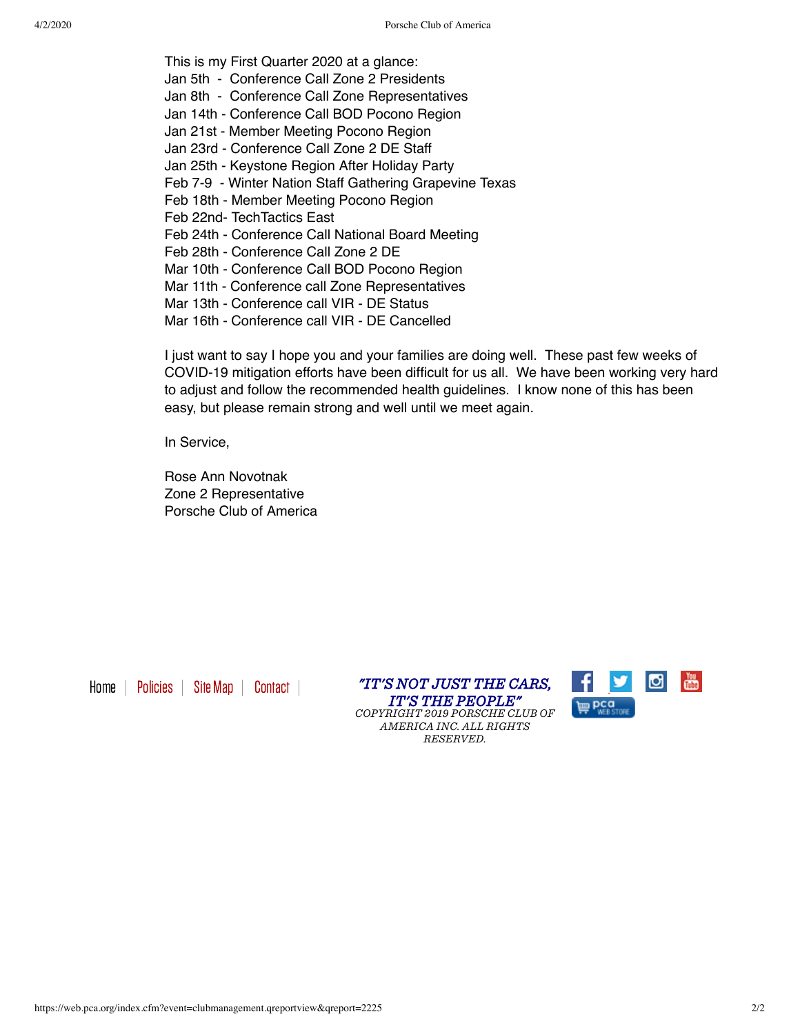This is my First Quarter 2020 at a glance:
Jan 5th - Conference Call Zone 2 Presidents
Jan 8th - Conference Call Zone Representatives
Jan 14th - Conference Call BOD Pocono Region
Jan 21st - Member Meeting Pocono Region
Jan 23rd - Conference Call Zone 2 DE Staff
Jan 25th - Keystone Region After Holiday Party
Feb 7-9 - Winter Nation Staff Gathering Grapevine Texas
Feb 18th - Member Meeting Pocono Region
Feb 22nd- TechTactics East
Feb 24th - Conference Call National Board Meeting
Feb 28th - Conference Call Zone 2 DE
Mar 10th - Conference Call BOD Pocono Region
Mar 11th - Conference call Zone Representatives
Mar 13th - Conference call VIR - DE Status
Mar 16th - Conference call VIR - DE Cancelled

I just want to say I hope you and your families are doing well. These past few weeks of COVID-19 mitigation efforts have been difficult for us all. We have been working very hard to adjust and follow the recommended health guidelines. I know none of this has been easy, but please remain strong and well until we meet again.

In Service,

Rose Ann Novotnak
Zone 2 Representative
Porsche Club of America

Home | Policies | Site Map | Contact |

*"IT'S NOT JUST THE CARS, IT'S THE PEOPLE"*
*COPYRIGHT 2019 PORSCHE CLUB OF AMERICA INC. ALL RIGHTS RESERVED.*